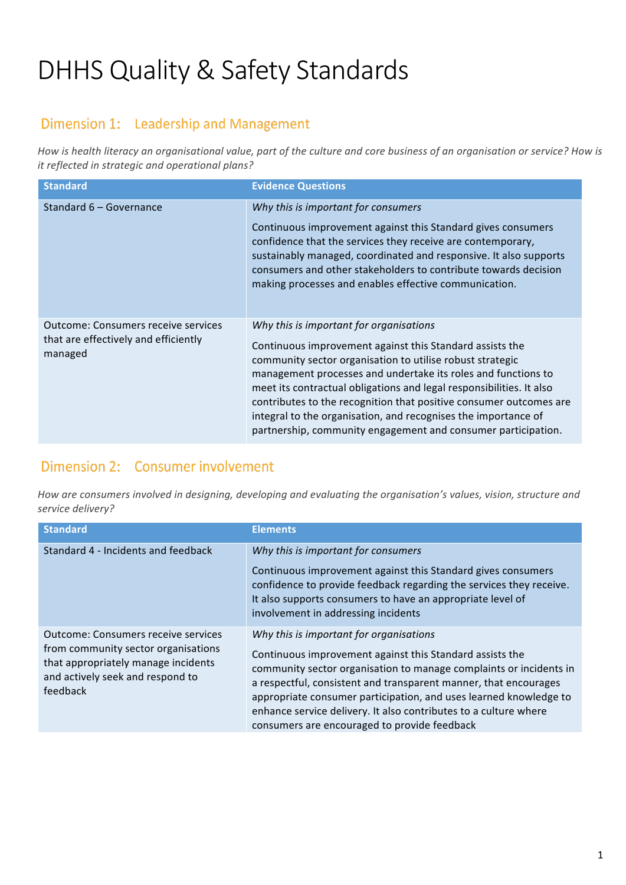# DHHS Quality & Safety Standards

## Dimension 1: Leadership and Management

*How is health literacy an organisational value, part of the culture and core business of an organisation or service? How is it reflected in strategic and operational plans?*

| Standard | Evidence Questions |
| --- | --- |
| Standard 6 – Governance | *Why this is important for consumers*<br><br>Continuous improvement against this Standard gives consumers confidence that the services they receive are contemporary, sustainably managed, coordinated and responsive. It also supports consumers and other stakeholders to contribute towards decision making processes and enables effective communication. |
| Outcome: Consumers receive services that are effectively and efficiently managed | *Why this is important for organisations*<br><br>Continuous improvement against this Standard assists the community sector organisation to utilise robust strategic management processes and undertake its roles and functions to meet its contractual obligations and legal responsibilities. It also contributes to the recognition that positive consumer outcomes are integral to the organisation, and recognises the importance of partnership, community engagement and consumer participation. |

## Dimension 2: Consumer involvement

*How are consumers involved in designing, developing and evaluating the organisation's values, vision, structure and service delivery?*

| Standard | Elements |
| --- | --- |
| Standard 4 - Incidents and feedback | *Why this is important for consumers*<br><br>Continuous improvement against this Standard gives consumers confidence to provide feedback regarding the services they receive. It also supports consumers to have an appropriate level of involvement in addressing incidents |
| Outcome: Consumers receive services from community sector organisations that appropriately manage incidents and actively seek and respond to feedback | *Why this is important for organisations*<br><br>Continuous improvement against this Standard assists the community sector organisation to manage complaints or incidents in a respectful, consistent and transparent manner, that encourages appropriate consumer participation, and uses learned knowledge to enhance service delivery. It also contributes to a culture where consumers are encouraged to provide feedback |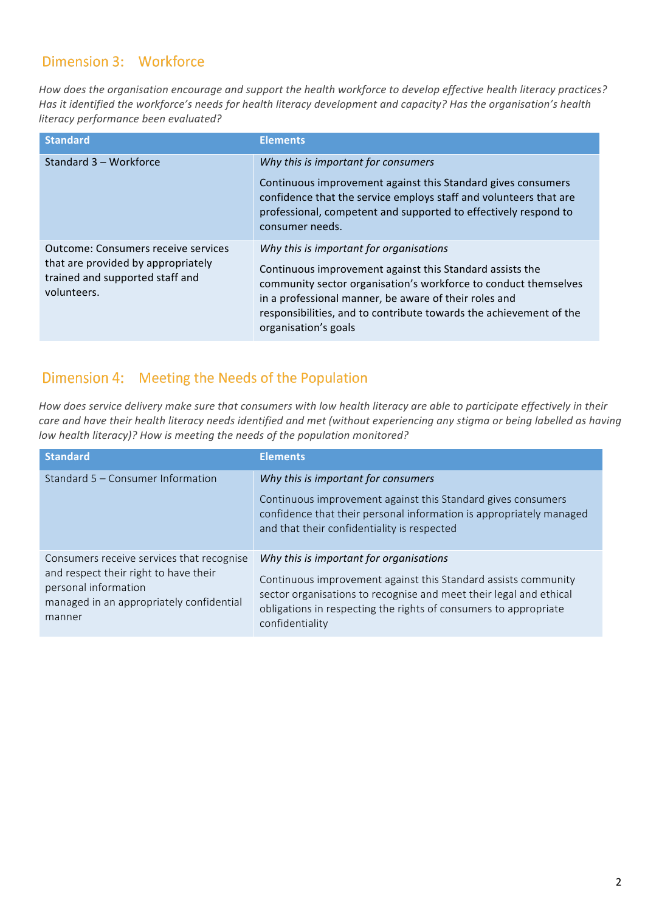## Dimension 3: Workforce

*How does the organisation encourage and support the health workforce to develop effective health literacy practices? Has it identified the workforce's needs for health literacy development and capacity? Has the organisation's health literacy performance been evaluated?*

| Standard | Elements |
|---|---|
| Standard 3 – Workforce | *Why this is important for consumers*<br><br>Continuous improvement against this Standard gives consumers confidence that the service employs staff and volunteers that are professional, competent and supported to effectively respond to consumer needs. |
| Outcome: Consumers receive services that are provided by appropriately trained and supported staff and volunteers. | *Why this is important for organisations*<br><br>Continuous improvement against this Standard assists the community sector organisation's workforce to conduct themselves in a professional manner, be aware of their roles and responsibilities, and to contribute towards the achievement of the organisation's goals |

## Dimension 4: Meeting the Needs of the Population

*How does service delivery make sure that consumers with low health literacy are able to participate effectively in their care and have their health literacy needs identified and met (without experiencing any stigma or being labelled as having low health literacy)? How is meeting the needs of the population monitored?*

| Standard | Elements |
|---|---|
| Standard 5 – Consumer Information | *Why this is important for consumers*<br><br>Continuous improvement against this Standard gives consumers confidence that their personal information is appropriately managed and that their confidentiality is respected |
| Consumers receive services that recognise and respect their right to have their personal information managed in an appropriately confidential manner | *Why this is important for organisations*<br><br>Continuous improvement against this Standard assists community sector organisations to recognise and meet their legal and ethical obligations in respecting the rights of consumers to appropriate confidentiality |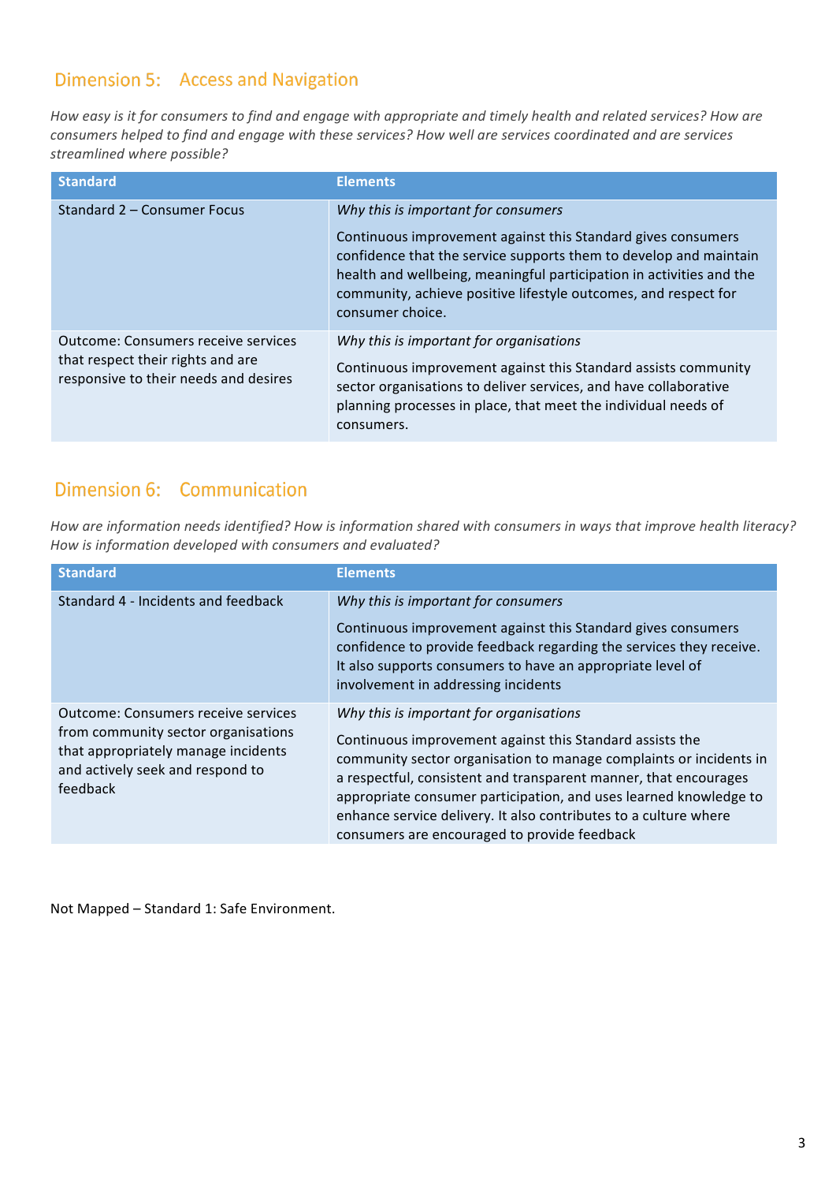## Dimension 5: Access and Navigation

*How easy is it for consumers to find and engage with appropriate and timely health and related services? How are consumers helped to find and engage with these services? How well are services coordinated and are services streamlined where possible?*

| Standard | Elements |
|---|---|
| Standard 2 – Consumer Focus | *Why this is important for consumers*<br><br>Continuous improvement against this Standard gives consumers confidence that the service supports them to develop and maintain health and wellbeing, meaningful participation in activities and the community, achieve positive lifestyle outcomes, and respect for consumer choice. |
| Outcome: Consumers receive services that respect their rights and are responsive to their needs and desires | *Why this is important for organisations*<br><br>Continuous improvement against this Standard assists community sector organisations to deliver services, and have collaborative planning processes in place, that meet the individual needs of consumers. |

## Dimension 6: Communication

*How are information needs identified? How is information shared with consumers in ways that improve health literacy? How is information developed with consumers and evaluated?*

| Standard | Elements |
|---|---|
| Standard 4 - Incidents and feedback | *Why this is important for consumers*<br><br>Continuous improvement against this Standard gives consumers confidence to provide feedback regarding the services they receive. It also supports consumers to have an appropriate level of involvement in addressing incidents |
| Outcome: Consumers receive services from community sector organisations that appropriately manage incidents and actively seek and respond to feedback | *Why this is important for organisations*<br><br>Continuous improvement against this Standard assists the community sector organisation to manage complaints or incidents in a respectful, consistent and transparent manner, that encourages appropriate consumer participation, and uses learned knowledge to enhance service delivery. It also contributes to a culture where consumers are encouraged to provide feedback |

Not Mapped – Standard 1: Safe Environment.